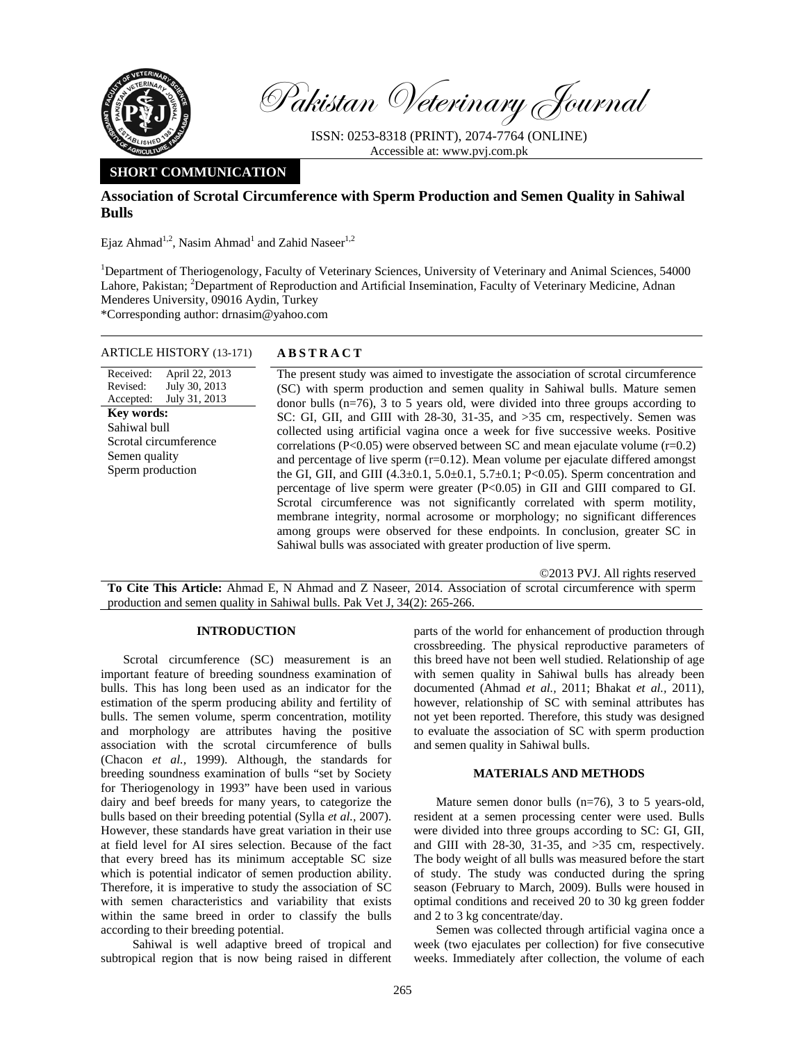# Pakistan Veterinary Journal

ISSN: 0253-8318 (PRINT), 2074-7764 (ONLINE)
Accessible at: www.pvj.com.pk

**SHORT COMMUNICATION**

## Association of Scrotal Circumference with Sperm Production and Semen Quality in Sahiwal Bulls

Ejaz Ahmad[1,2], Nasim Ahmad[1] and Zahid Naseer[1,2]

[1]Department of Theriogenology, Faculty of Veterinary Sciences, University of Veterinary and Animal Sciences, 54000 Lahore, Pakistan; [2]Department of Reproduction and Artificial Insemination, Faculty of Veterinary Medicine, Adnan Menderes University, 09016 Aydin, Turkey
*Corresponding author: drnasim@yahoo.com

**ARTICLE HISTORY** (13-171)

Received: April 22, 2013
Revised: July 30, 2013
Accepted: July 31, 2013

**Key words:**
Sahiwal bull
Scrotal circumference
Semen quality
Sperm production

**ABSTRACT**

The present study was aimed to investigate the association of scrotal circumference (SC) with sperm production and semen quality in Sahiwal bulls. Mature semen donor bulls (n=76), 3 to 5 years old, were divided into three groups according to SC: GI, GII, and GIII with 28-30, 31-35, and >35 cm, respectively. Semen was collected using artificial vagina once a week for five successive weeks. Positive correlations ($P<0.05$) were observed between SC and mean ejaculate volume ($r=0.2$) and percentage of live sperm ($r=0.12$). Mean volume per ejaculate differed amongst the GI, GII, and GIII ($4.3\pm0.1$, $5.0\pm0.1$, $5.7\pm0.1$; $P<0.05$). Sperm concentration and percentage of live sperm were greater ($P<0.05$) in GII and GIII compared to GI. Scrotal circumference was not significantly correlated with sperm motility, membrane integrity, normal acrosome or morphology; no significant differences among groups were observed for these endpoints. In conclusion, greater SC in Sahiwal bulls was associated with greater production of live sperm.

©2013 PVJ. All rights reserved

**To Cite This Article:** Ahmad E, N Ahmad and Z Naseer, 2014. Association of scrotal circumference with sperm production and semen quality in Sahiwal bulls. Pak Vet J, 34(2): 265-266.

## INTRODUCTION

Scrotal circumference (SC) measurement is an important feature of breeding soundness examination of bulls. This has long been used as an indicator for the estimation of the sperm producing ability and fertility of bulls. The semen volume, sperm concentration, motility and morphology are attributes having the positive association with the scrotal circumference of bulls (Chacon *et al.,* 1999). Although, the standards for breeding soundness examination of bulls "set by Society for Theriogenology in 1993" have been used in various dairy and beef breeds for many years, to categorize the bulls based on their breeding potential (Sylla *et al.,* 2007). However, these standards have great variation in their use at field level for AI sires selection. Because of the fact that every breed has its minimum acceptable SC size which is potential indicator of semen production ability. Therefore, it is imperative to study the association of SC with semen characteristics and variability that exists within the same breed in order to classify the bulls according to their breeding potential.

Sahiwal is well adaptive breed of tropical and subtropical region that is now being raised in different parts of the world for enhancement of production through crossbreeding. The physical reproductive parameters of this breed have not been well studied. Relationship of age with semen quality in Sahiwal bulls has already been documented (Ahmad *et al.,* 2011; Bhakat *et al.,* 2011), however, relationship of SC with seminal attributes has not yet been reported. Therefore, this study was designed to evaluate the association of SC with sperm production and semen quality in Sahiwal bulls.

## MATERIALS AND METHODS

Mature semen donor bulls (n=76), 3 to 5 years-old, resident at a semen processing center were used. Bulls were divided into three groups according to SC: GI, GII, and GIII with 28-30, 31-35, and >35 cm, respectively. The body weight of all bulls was measured before the start of study. The study was conducted during the spring season (February to March, 2009). Bulls were housed in optimal conditions and received 20 to 30 kg green fodder and 2 to 3 kg concentrate/day.

Semen was collected through artificial vagina once a week (two ejaculates per collection) for five consecutive weeks. Immediately after collection, the volume of each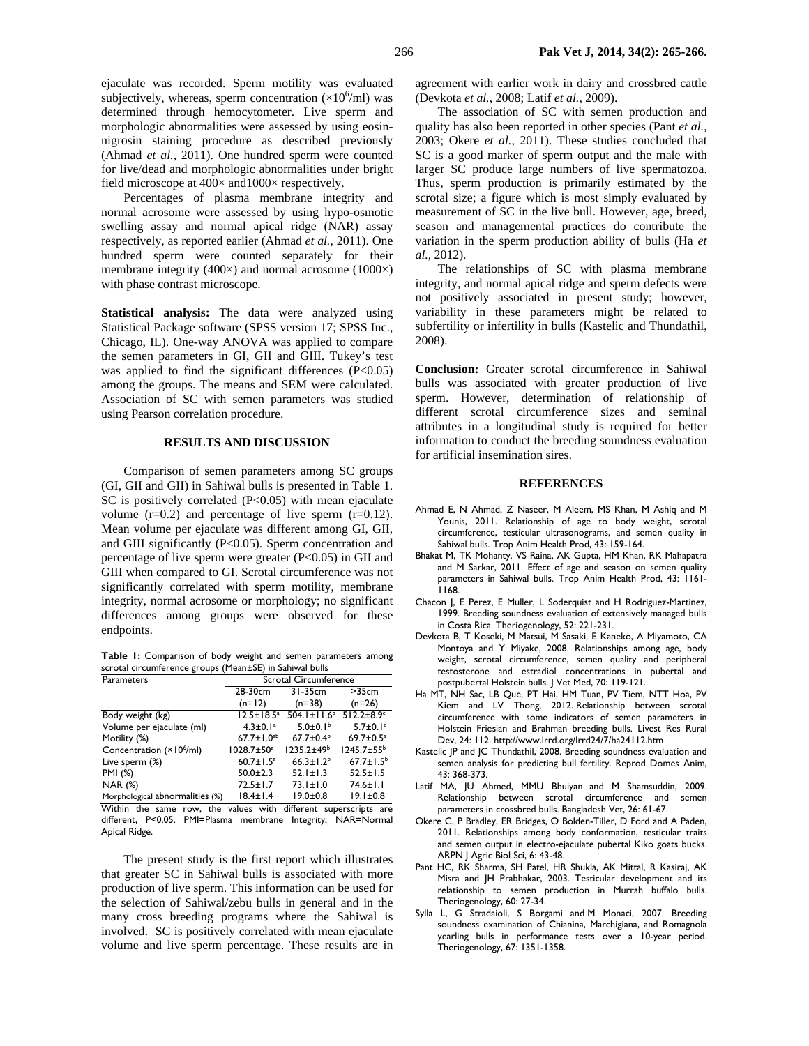ejaculate was recorded. Sperm motility was evaluated subjectively, whereas, sperm concentration ($\times 10^6$/ml) was determined through hemocytometer. Live sperm and morphologic abnormalities were assessed by using eosin-nigrosin staining procedure as described previously (Ahmad *et al.,* 2011). One hundred sperm were counted for live/dead and morphologic abnormalities under bright field microscope at 400× and1000× respectively.

Percentages of plasma membrane integrity and normal acrosome were assessed by using hypo-osmotic swelling assay and normal apical ridge (NAR) assay respectively, as reported earlier (Ahmad *et al.,* 2011). One hundred sperm were counted separately for their membrane integrity (400×) and normal acrosome (1000×) with phase contrast microscope.

**Statistical analysis:** The data were analyzed using Statistical Package software (SPSS version 17; SPSS Inc., Chicago, IL). One-way ANOVA was applied to compare the semen parameters in GI, GII and GIII. Tukey's test was applied to find the significant differences ($P<0.05$) among the groups. The means and SEM were calculated. Association of SC with semen parameters was studied using Pearson correlation procedure.

## RESULTS AND DISCUSSION

Comparison of semen parameters among SC groups (GI, GII and GII) in Sahiwal bulls is presented in Table 1. SC is positively correlated ($P<0.05$) with mean ejaculate volume ($r=0.2$) and percentage of live sperm ($r=0.12$). Mean volume per ejaculate was different among GI, GII, and GIII significantly ($P<0.05$). Sperm concentration and percentage of live sperm were greater ($P<0.05$) in GII and GIII when compared to GI. Scrotal circumference was not significantly correlated with sperm motility, membrane integrity, normal acrosome or morphology; no significant differences among groups were observed for these endpoints.

**Table 1:** Comparison of body weight and semen parameters among scrotal circumference groups (Mean±SE) in Sahiwal bulls

| Parameters | Scrotal Circumference | | |
|---|---|---|---|
| | 28-30cm (n=12) | 31-35cm (n=38) | >35cm (n=26) |
| Body weight (kg) | 12.5±18.5[a] | 504.1±11.6[b] | 512.2±8.9[c] |
| Volume per ejaculate (ml) | 4.3±0.1[a] | 5.0±0.1[b] | 5.7±0.1[c] |
| Motility (%) | 67.7±1.0[ab] | 67.7±0.4[b] | 69.7±0.5[a] |
| Concentration ($\times 10^6$/ml) | 1028.7±50[a] | 1235.2±49[b] | 1245.7±55[b] |
| Live sperm (%) | 60.7±1.5[a] | 66.3±1.2[b] | 67.7±1.5[b] |
| PMI (%) | 50.0±2.3 | 52.1±1.3 | 52.5±1.5 |
| NAR (%) | 72.5±1.7 | 73.1±1.0 | 74.6±1.1 |
| Morphological abnormalities (%) | 18.4±1.4 | 19.0±0.8 | 19.1±0.8 |

Within the same row, the values with different superscripts are different, P<0.05. PMI=Plasma membrane Integrity, NAR=Normal Apical Ridge.

The present study is the first report which illustrates that greater SC in Sahiwal bulls is associated with more production of live sperm. This information can be used for the selection of Sahiwal/zebu bulls in general and in the many cross breeding programs where the Sahiwal is involved. SC is positively correlated with mean ejaculate volume and live sperm percentage. These results are in agreement with earlier work in dairy and crossbred cattle (Devkota *et al.,* 2008; Latif *et al.,* 2009).

The association of SC with semen production and quality has also been reported in other species (Pant *et al.,* 2003; Okere *et al.,* 2011). These studies concluded that SC is a good marker of sperm output and the male with larger SC produce large numbers of live spermatozoa. Thus, sperm production is primarily estimated by the scrotal size; a figure which is most simply evaluated by measurement of SC in the live bull. However, age, breed, season and managemental practices do contribute the variation in the sperm production ability of bulls (Ha *et al.,* 2012).

The relationships of SC with plasma membrane integrity, and normal apical ridge and sperm defects were not positively associated in present study; however, variability in these parameters might be related to subfertility or infertility in bulls (Kastelic and Thundathil, 2008).

**Conclusion:** Greater scrotal circumference in Sahiwal bulls was associated with greater production of live sperm. However, determination of relationship of different scrotal circumference sizes and seminal attributes in a longitudinal study is required for better information to conduct the breeding soundness evaluation for artificial insemination sires.

## REFERENCES

Ahmad E, N Ahmad, Z Naseer, M Aleem, MS Khan, M Ashiq and M Younis, 2011. Relationship of age to body weight, scrotal circumference, testicular ultrasonograms, and semen quality in Sahiwal bulls. Trop Anim Health Prod, 43: 159-164.

Bhakat M, TK Mohanty, VS Raina, AK Gupta, HM Khan, RK Mahapatra and M Sarkar, 2011. Effect of age and season on semen quality parameters in Sahiwal bulls. Trop Anim Health Prod, 43: 1161-1168.

Chacon J, E Perez, E Muller, L Soderquist and H Rodriguez-Martinez, 1999. Breeding soundness evaluation of extensively managed bulls in Costa Rica. Theriogenology, 52: 221-231.

Devkota B, T Koseki, M Matsui, M Sasaki, E Kaneko, A Miyamoto, CA Montoya and Y Miyake, 2008. Relationships among age, body weight, scrotal circumference, semen quality and peripheral testosterone and estradiol concentrations in pubertal and postpubertal Holstein bulls. J Vet Med, 70: 119-121.

Ha MT, NH Sac, LB Que, PT Hai, HM Tuan, PV Tiem, NTT Hoa, PV Kiem and LV Thong, 2012. Relationship between scrotal circumference with some indicators of semen parameters in Holstein Friesian and Brahman breeding bulls. Livest Res Rural Dev, 24: 112. http://www.lrrd.org/lrrd24/7/ha24112.htm

Kastelic JP and JC Thundathil, 2008. Breeding soundness evaluation and semen analysis for predicting bull fertility. Reprod Domes Anim, 43: 368-373.

Latif MA, JU Ahmed, MMU Bhuiyan and M Shamsuddin, 2009. Relationship between scrotal circumference and semen parameters in crossbred bulls. Bangladesh Vet, 26: 61-67.

Okere C, P Bradley, ER Bridges, O Bolden-Tiller, D Ford and A Paden, 2011. Relationships among body conformation, testicular traits and semen output in electro-ejaculate pubertal Kiko goats bucks. ARPN J Agric Biol Sci, 6: 43-48.

Pant HC, RK Sharma, SH Patel, HR Shukla, AK Mittal, R Kasiraj, AK Misra and JH Prabhakar, 2003. Testicular development and its relationship to semen production in Murrah buffalo bulls. Theriogenology, 60: 27-34.

Sylla L, G Stradaioli, S Borgami and M Monaci, 2007. Breeding soundness examination of Chianina, Marchigiana, and Romagnola yearling bulls in performance tests over a 10-year period. Theriogenology, 67: 1351-1358.